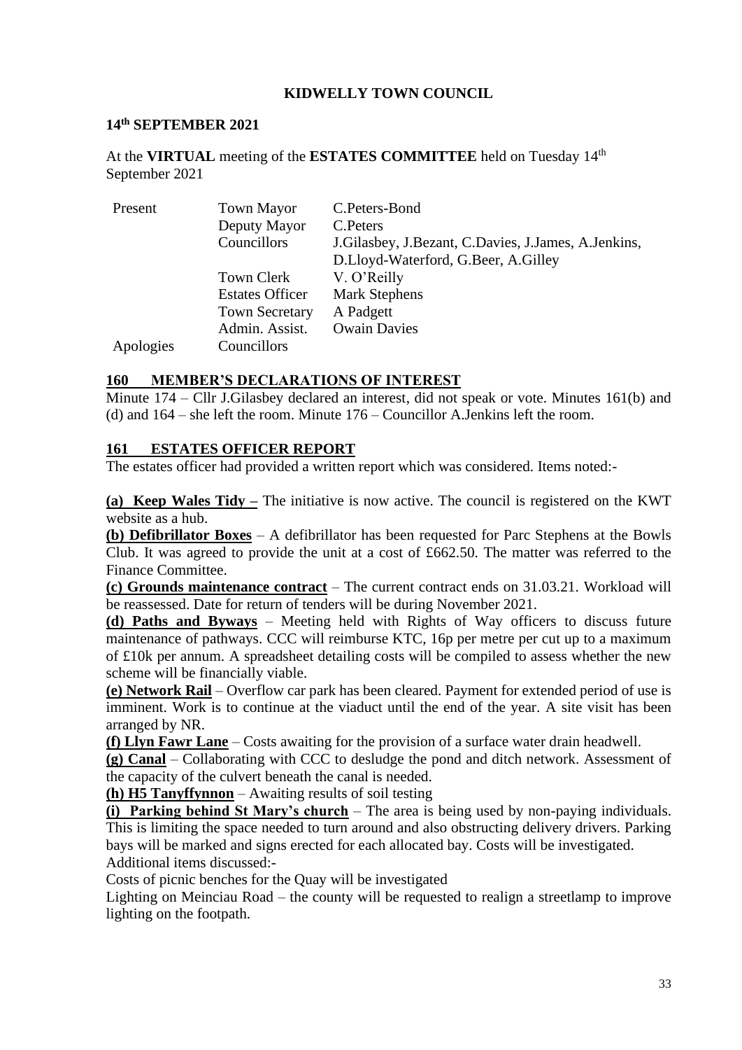# KIDWELLY TOWN COUNCIL

## 14th SEPTEMBER 2021

At the **VIRTUAL** meeting of the **ESTATES COMMITTEE** held on Tuesday 14th September 2021

| | | |
|---|---|---|
| Present | Town Mayor | C.Peters-Bond |
| | Deputy Mayor | C.Peters |
| | Councillors | J.Gilasbey, J.Bezant, C.Davies, J.James, A.Jenkins, D.Lloyd-Waterford, G.Beer, A.Gilley |
| | Town Clerk | V. O'Reilly |
| | Estates Officer | Mark Stephens |
| | Town Secretary | A Padgett |
| | Admin. Assist. | Owain Davies |
| Apologies | Councillors | |

## 160 MEMBER'S DECLARATIONS OF INTEREST

Minute 174 – Cllr J.Gilasbey declared an interest, did not speak or vote. Minutes 161(b) and (d) and 164 – she left the room. Minute 176 – Councillor A.Jenkins left the room.

## 161 ESTATES OFFICER REPORT

The estates officer had provided a written report which was considered. Items noted:-

**(a) Keep Wales Tidy –** The initiative is now active. The council is registered on the KWT website as a hub.

**(b) Defibrillator Boxes** – A defibrillator has been requested for Parc Stephens at the Bowls Club. It was agreed to provide the unit at a cost of £662.50. The matter was referred to the Finance Committee.

**(c) Grounds maintenance contract** – The current contract ends on 31.03.21. Workload will be reassessed. Date for return of tenders will be during November 2021.

**(d) Paths and Byways** – Meeting held with Rights of Way officers to discuss future maintenance of pathways. CCC will reimburse KTC, 16p per metre per cut up to a maximum of £10k per annum. A spreadsheet detailing costs will be compiled to assess whether the new scheme will be financially viable.

**(e) Network Rail** – Overflow car park has been cleared. Payment for extended period of use is imminent. Work is to continue at the viaduct until the end of the year. A site visit has been arranged by NR.

**(f) Llyn Fawr Lane** – Costs awaiting for the provision of a surface water drain headwell.

**(g) Canal** – Collaborating with CCC to desludge the pond and ditch network. Assessment of the capacity of the culvert beneath the canal is needed.

**(h) H5 Tanyffynnon** – Awaiting results of soil testing

**(i) Parking behind St Mary's church** – The area is being used by non-paying individuals. This is limiting the space needed to turn around and also obstructing delivery drivers. Parking bays will be marked and signs erected for each allocated bay. Costs will be investigated.

Additional items discussed:-

Costs of picnic benches for the Quay will be investigated

Lighting on Meinciau Road – the county will be requested to realign a streetlamp to improve lighting on the footpath.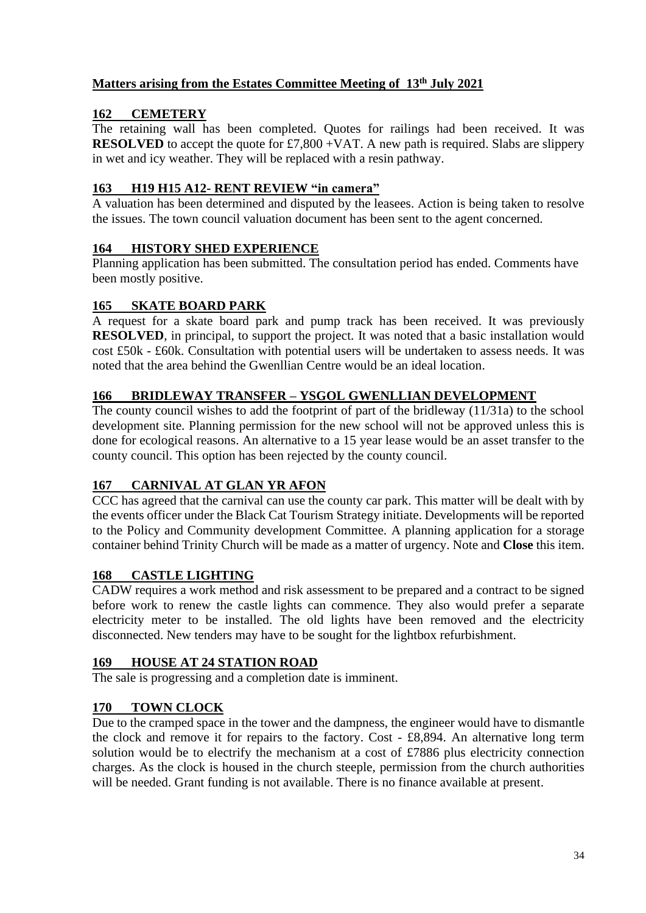## Matters arising from the Estates Committee Meeting of 13th July 2021

### 162 CEMETERY

The retaining wall has been completed. Quotes for railings had been received. It was **RESOLVED** to accept the quote for £7,800 +VAT. A new path is required. Slabs are slippery in wet and icy weather. They will be replaced with a resin pathway.

### 163 H19 H15 A12- RENT REVIEW "in camera"

A valuation has been determined and disputed by the leasees. Action is being taken to resolve the issues. The town council valuation document has been sent to the agent concerned.

### 164 HISTORY SHED EXPERIENCE

Planning application has been submitted. The consultation period has ended. Comments have been mostly positive.

### 165 SKATE BOARD PARK

A request for a skate board park and pump track has been received. It was previously **RESOLVED**, in principal, to support the project. It was noted that a basic installation would cost £50k - £60k. Consultation with potential users will be undertaken to assess needs. It was noted that the area behind the Gwenllian Centre would be an ideal location.

### 166 BRIDLEWAY TRANSFER – YSGOL GWENLLIAN DEVELOPMENT

The county council wishes to add the footprint of part of the bridleway (11/31a) to the school development site. Planning permission for the new school will not be approved unless this is done for ecological reasons. An alternative to a 15 year lease would be an asset transfer to the county council. This option has been rejected by the county council.

### 167 CARNIVAL AT GLAN YR AFON

CCC has agreed that the carnival can use the county car park. This matter will be dealt with by the events officer under the Black Cat Tourism Strategy initiate. Developments will be reported to the Policy and Community development Committee. A planning application for a storage container behind Trinity Church will be made as a matter of urgency. Note and **Close** this item.

### 168 CASTLE LIGHTING

CADW requires a work method and risk assessment to be prepared and a contract to be signed before work to renew the castle lights can commence. They also would prefer a separate electricity meter to be installed. The old lights have been removed and the electricity disconnected. New tenders may have to be sought for the lightbox refurbishment.

### 169 HOUSE AT 24 STATION ROAD

The sale is progressing and a completion date is imminent.

### 170 TOWN CLOCK

Due to the cramped space in the tower and the dampness, the engineer would have to dismantle the clock and remove it for repairs to the factory. Cost - £8,894. An alternative long term solution would be to electrify the mechanism at a cost of £7886 plus electricity connection charges. As the clock is housed in the church steeple, permission from the church authorities will be needed. Grant funding is not available. There is no finance available at present.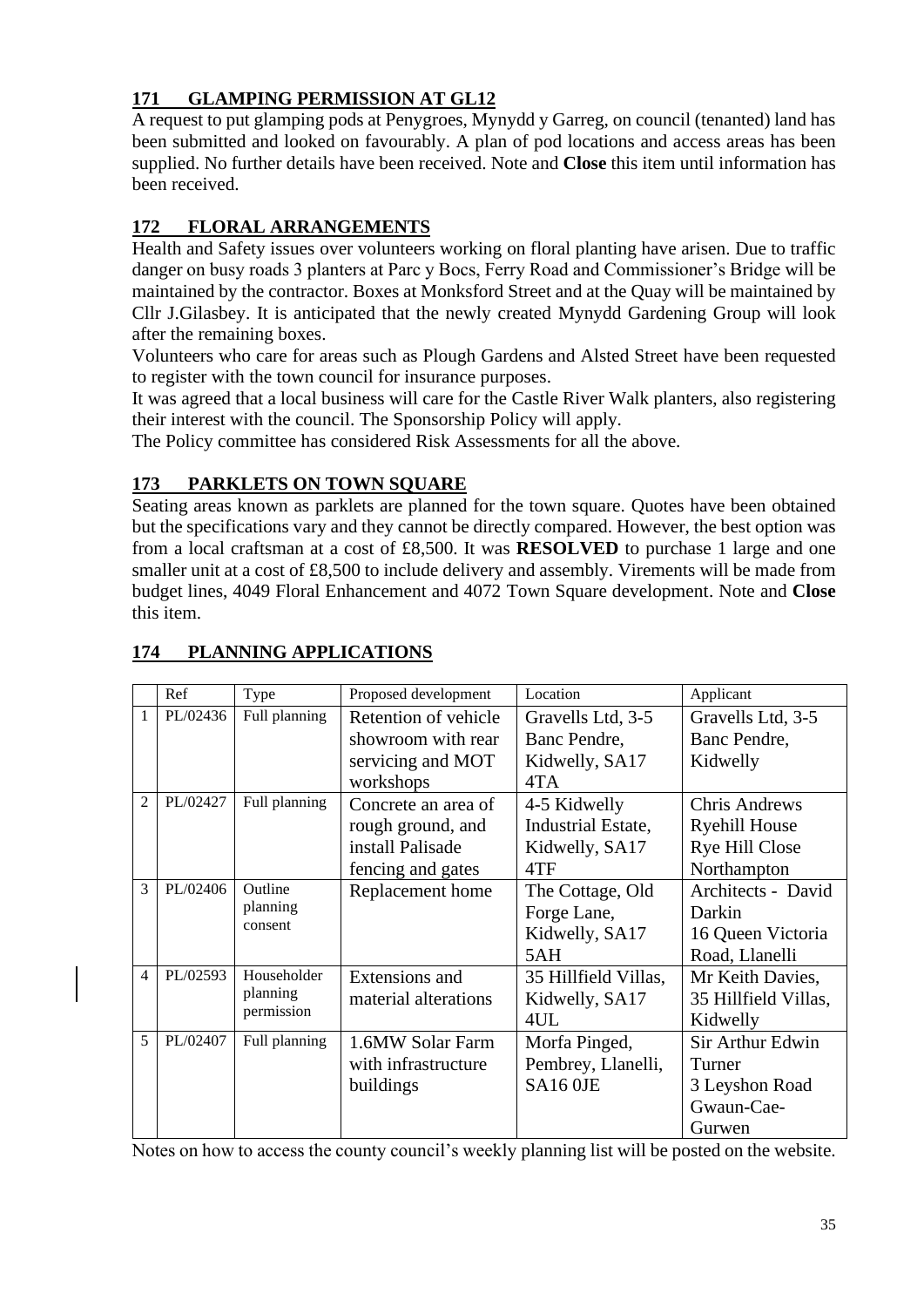## 171 GLAMPING PERMISSION AT GL12

A request to put glamping pods at Penygroes, Mynydd y Garreg, on council (tenanted) land has been submitted and looked on favourably. A plan of pod locations and access areas has been supplied. No further details have been received. Note and **Close** this item until information has been received.

## 172 FLORAL ARRANGEMENTS

Health and Safety issues over volunteers working on floral planting have arisen. Due to traffic danger on busy roads 3 planters at Parc y Bocs, Ferry Road and Commissioner's Bridge will be maintained by the contractor. Boxes at Monksford Street and at the Quay will be maintained by Cllr J.Gilasbey. It is anticipated that the newly created Mynydd Gardening Group will look after the remaining boxes.

Volunteers who care for areas such as Plough Gardens and Alsted Street have been requested to register with the town council for insurance purposes.

It was agreed that a local business will care for the Castle River Walk planters, also registering their interest with the council. The Sponsorship Policy will apply.

The Policy committee has considered Risk Assessments for all the above.

## 173 PARKLETS ON TOWN SQUARE

Seating areas known as parklets are planned for the town square. Quotes have been obtained but the specifications vary and they cannot be directly compared. However, the best option was from a local craftsman at a cost of £8,500. It was **RESOLVED** to purchase 1 large and one smaller unit at a cost of £8,500 to include delivery and assembly. Virements will be made from budget lines, 4049 Floral Enhancement and 4072 Town Square development. Note and **Close** this item.

## 174 PLANNING APPLICATIONS

| | Ref | Type | Proposed development | Location | Applicant |
|---|---|---|---|---|---|
| 1 | PL/02436 | Full planning | Retention of vehicle showroom with rear servicing and MOT workshops | Gravells Ltd, 3-5 Banc Pendre, Kidwelly, SA17 4TA | Gravells Ltd, 3-5 Banc Pendre, Kidwelly |
| 2 | PL/02427 | Full planning | Concrete an area of rough ground, and install Palisade fencing and gates | 4-5 Kidwelly Industrial Estate, Kidwelly, SA17 4TF | Chris Andrews Ryehill House Rye Hill Close Northampton |
| 3 | PL/02406 | Outline planning consent | Replacement home | The Cottage, Old Forge Lane, Kidwelly, SA17 5AH | Architects - David Darkin 16 Queen Victoria Road, Llanelli |
| 4 | PL/02593 | Householder planning permission | Extensions and material alterations | 35 Hillfield Villas, Kidwelly, SA17 4UL | Mr Keith Davies, 35 Hillfield Villas, Kidwelly |
| 5 | PL/02407 | Full planning | 1.6MW Solar Farm with infrastructure buildings | Morfa Pinged, Pembrey, Llanelli, SA16 0JE | Sir Arthur Edwin Turner 3 Leyshon Road Gwaun-Cae-Gurwen |

Notes on how to access the county council's weekly planning list will be posted on the website.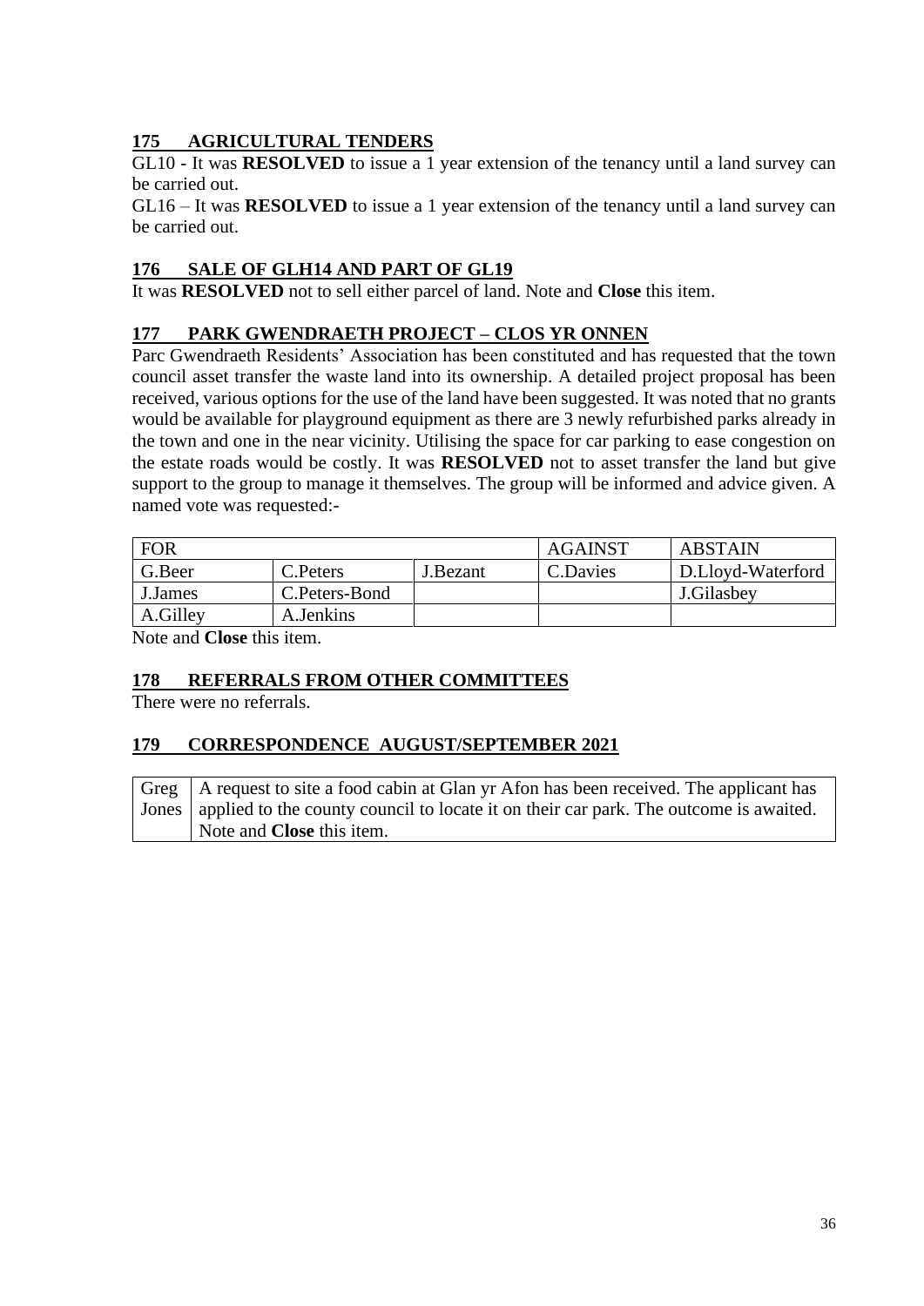### **175 AGRICULTURAL TENDERS**

GL10 - It was **RESOLVED** to issue a 1 year extension of the tenancy until a land survey can be carried out.

GL16 – It was **RESOLVED** to issue a 1 year extension of the tenancy until a land survey can be carried out.

### **176 SALE OF GLH14 AND PART OF GL19**

It was **RESOLVED** not to sell either parcel of land. Note and **Close** this item.

### **177 PARK GWENDRAETH PROJECT – CLOS YR ONNEN**

Parc Gwendraeth Residents' Association has been constituted and has requested that the town council asset transfer the waste land into its ownership. A detailed project proposal has been received, various options for the use of the land have been suggested. It was noted that no grants would be available for playground equipment as there are 3 newly refurbished parks already in the town and one in the near vicinity. Utilising the space for car parking to ease congestion on the estate roads would be costly. It was **RESOLVED** not to asset transfer the land but give support to the group to manage it themselves. The group will be informed and advice given. A named vote was requested:-

| FOR | | | AGAINST | ABSTAIN |
|---|---|---|---|---|
| G.Beer | C.Peters | J.Bezant | C.Davies | D.Lloyd-Waterford |
| J.James | C.Peters-Bond | | | J.Gilasbey |
| A.Gilley | A.Jenkins | | | |

Note and **Close** this item.

### **178 REFERRALS FROM OTHER COMMITTEES**

There were no referrals.

### **179 CORRESPONDENCE AUGUST/SEPTEMBER 2021**

| | |
|---|---|
| Greg Jones | A request to site a food cabin at Glan yr Afon has been received. The applicant has applied to the county council to locate it on their car park. The outcome is awaited. Note and **Close** this item. |